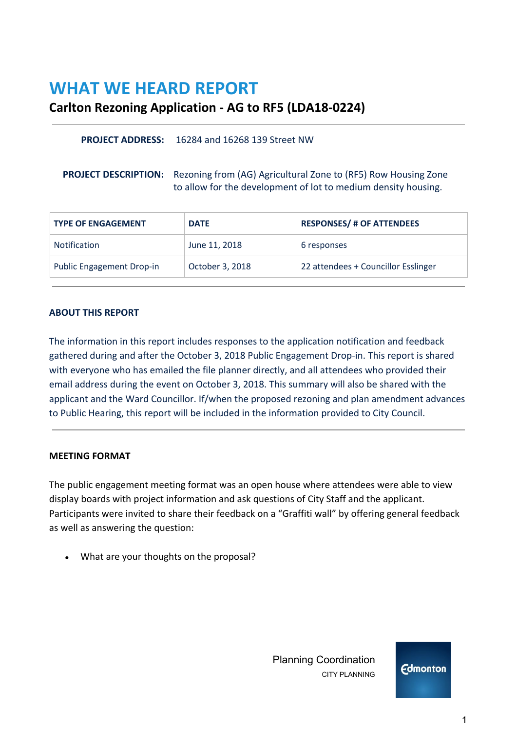# WHAT WE HEARD REPORT

## Carlton Rezoning Application - AG to RF5 (LDA18-0224)

**PROJECT ADDRESS:** 16284 and 16268 139 Street NW

**PROJECT DESCRIPTION:** Rezoning from (AG) Agricultural Zone to (RF5) Row Housing Zone to allow for the development of lot to medium density housing.

| TYPE OF ENGAGEMENT | DATE | RESPONSES/ # OF ATTENDEES |
|---|---|---|
| Notification | June 11, 2018 | 6 responses |
| Public Engagement Drop-in | October 3, 2018 | 22 attendees + Councillor Esslinger |

### ABOUT THIS REPORT

The information in this report includes responses to the application notification and feedback gathered during and after the October 3, 2018 Public Engagement Drop-in. This report is shared with everyone who has emailed the file planner directly, and all attendees who provided their email address during the event on October 3, 2018. This summary will also be shared with the applicant and the Ward Councillor. If/when the proposed rezoning and plan amendment advances to Public Hearing, this report will be included in the information provided to City Council.

### MEETING FORMAT

The public engagement meeting format was an open house where attendees were able to view display boards with project information and ask questions of City Staff and the applicant. Participants were invited to share their feedback on a "Graffiti wall" by offering general feedback as well as answering the question:

- What are your thoughts on the proposal?

Planning Coordination
CITY PLANNING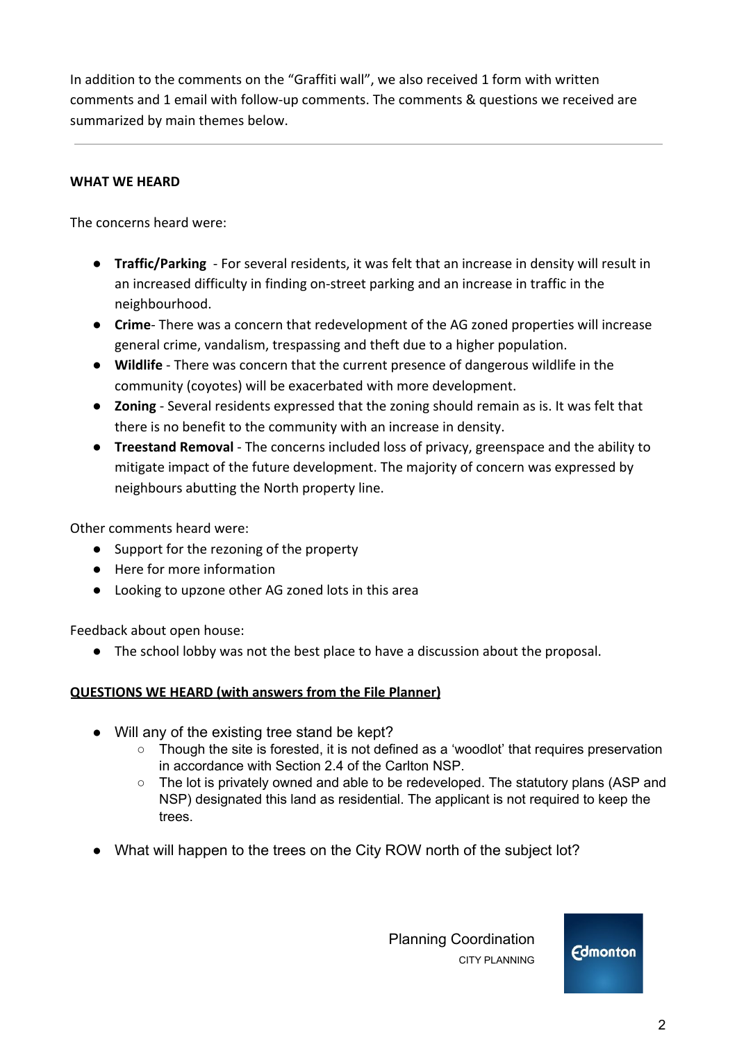In addition to the comments on the "Graffiti wall", we also received 1 form with written comments and 1 email with follow-up comments. The comments & questions we received are summarized by main themes below.

---

**WHAT WE HEARD**

The concerns heard were:

- **Traffic/Parking** - For several residents, it was felt that an increase in density will result in an increased difficulty in finding on-street parking and an increase in traffic in the neighbourhood.
- **Crime**- There was a concern that redevelopment of the AG zoned properties will increase general crime, vandalism, trespassing and theft due to a higher population.
- **Wildlife** - There was concern that the current presence of dangerous wildlife in the community (coyotes) will be exacerbated with more development.
- **Zoning** - Several residents expressed that the zoning should remain as is. It was felt that there is no benefit to the community with an increase in density.
- **Treestand Removal** - The concerns included loss of privacy, greenspace and the ability to mitigate impact of the future development. The majority of concern was expressed by neighbours abutting the North property line.

Other comments heard were:

- Support for the rezoning of the property
- Here for more information
- Looking to upzone other AG zoned lots in this area

Feedback about open house:

- The school lobby was not the best place to have a discussion about the proposal.

**QUESTIONS WE HEARD (with answers from the File Planner)**

- Will any of the existing tree stand be kept?
  - Though the site is forested, it is not defined as a 'woodlot' that requires preservation in accordance with Section 2.4 of the Carlton NSP.
  - The lot is privately owned and able to be redeveloped. The statutory plans (ASP and NSP) designated this land as residential. The applicant is not required to keep the trees.
- What will happen to the trees on the City ROW north of the subject lot?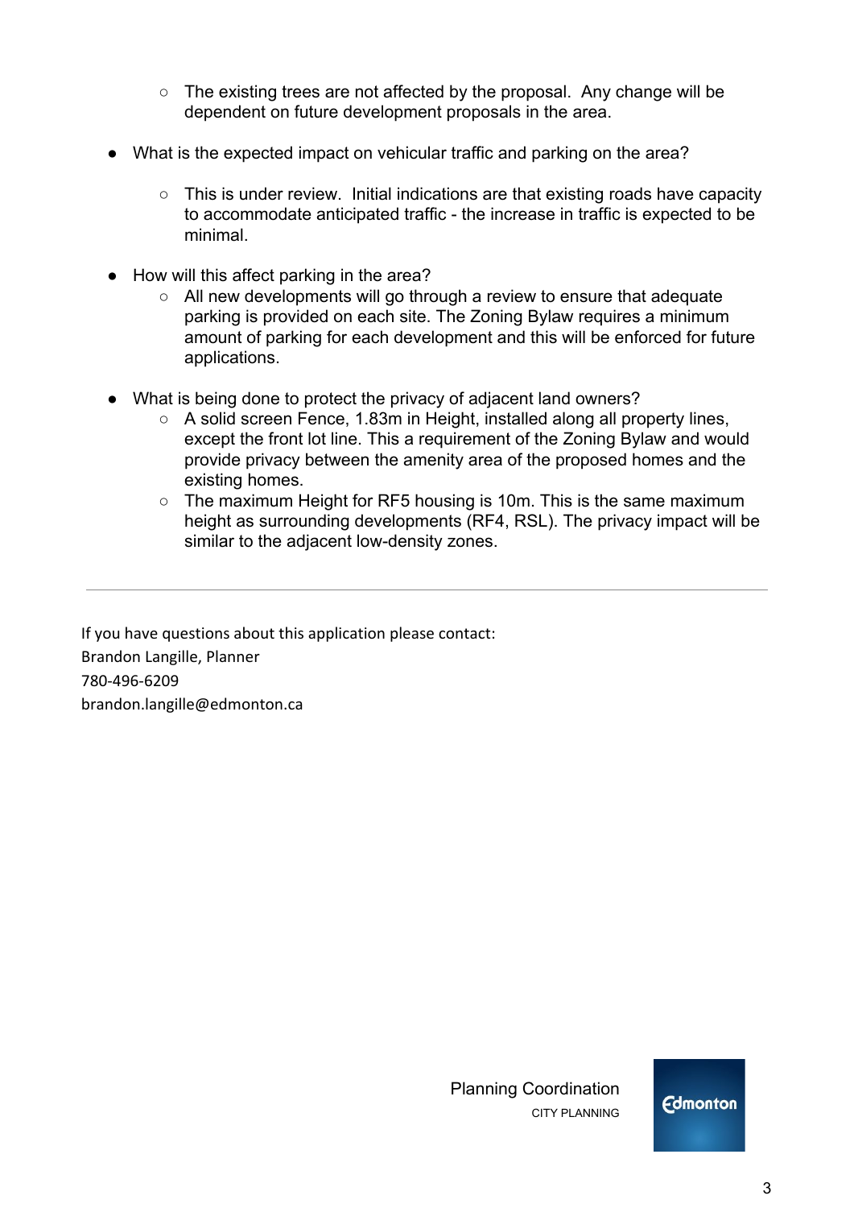- The existing trees are not affected by the proposal.  Any change will be dependent on future development proposals in the area.

- What is the expected impact on vehicular traffic and parking on the area?

  - This is under review.  Initial indications are that existing roads have capacity to accommodate anticipated traffic - the increase in traffic is expected to be minimal.

- How will this affect parking in the area?
  - All new developments will go through a review to ensure that adequate parking is provided on each site. The Zoning Bylaw requires a minimum amount of parking for each development and this will be enforced for future applications.

- What is being done to protect the privacy of adjacent land owners?
  - A solid screen Fence, 1.83m in Height, installed along all property lines, except the front lot line. This a requirement of the Zoning Bylaw and would provide privacy between the amenity area of the proposed homes and the existing homes.
  - The maximum Height for RF5 housing is 10m. This is the same maximum height as surrounding developments (RF4, RSL). The privacy impact will be similar to the adjacent low-density zones.

---

If you have questions about this application please contact:
Brandon Langille, Planner
780-496-6209
brandon.langille@edmonton.ca

Planning Coordination
CITY PLANNING

Edmonton